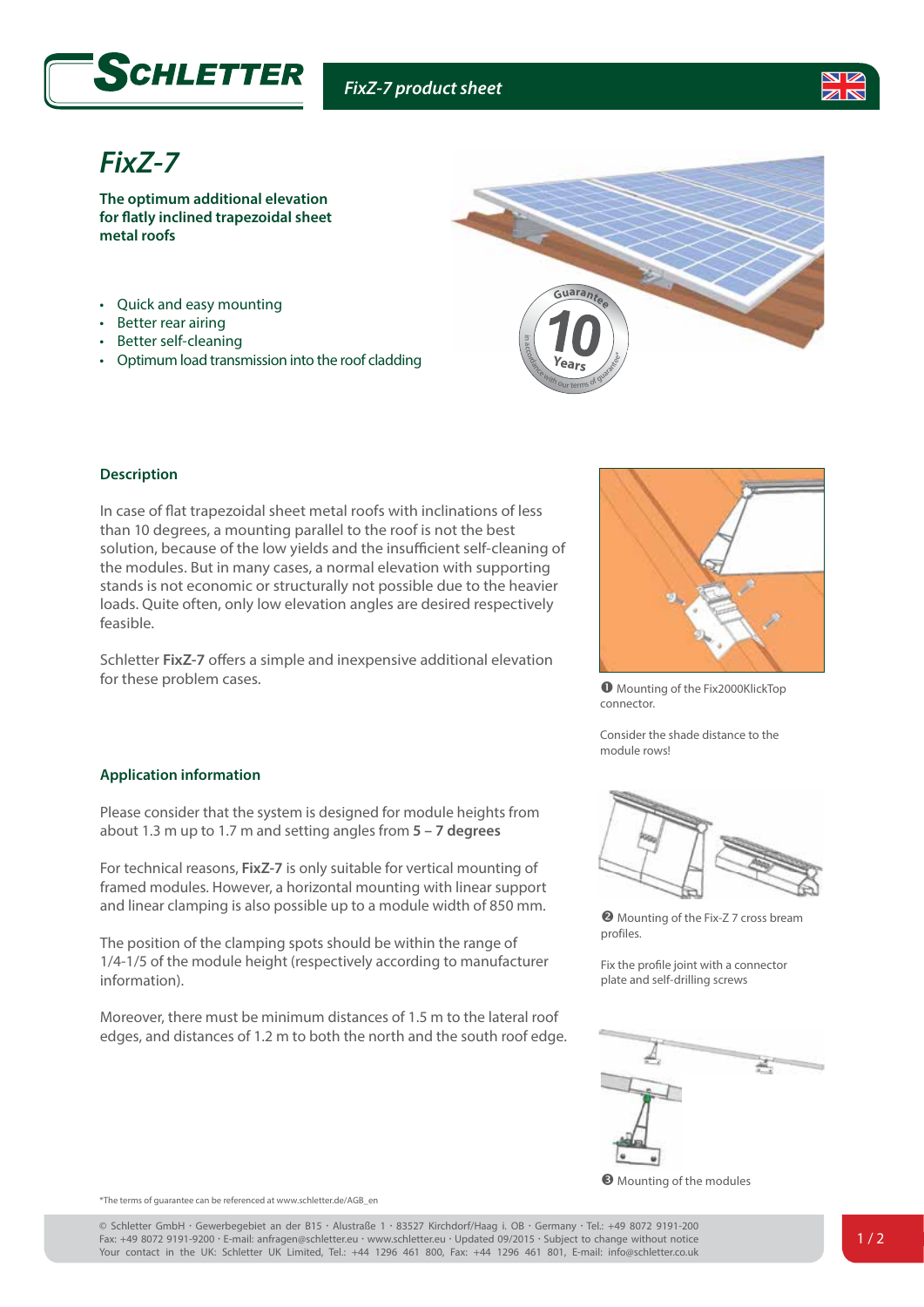# FixZ-7

**The optimum additional elevation for flatly inclined trapezoidal sheet metal roofs**

- Quick and easy mounting
- Better rear airing
- Better self-cleaning
- Optimum load transmission into the roof cladding

## Description

In case of flat trapezoidal sheet metal roofs with inclinations of less than 10 degrees, a mounting parallel to the roof is not the best solution, because of the low yields and the insufficient self-cleaning of the modules. But in many cases, a normal elevation with supporting stands is not economic or structurally not possible due to the heavier loads. Quite often, only low elevation angles are desired respectively feasible.

Schletter **FixZ-7** offers a simple and inexpensive additional elevation for these problem cases.

❶ Mounting of the Fix2000KlickTop connector.

Consider the shade distance to the module rows!

## Application information

Please consider that the system is designed for module heights from about 1.3 m up to 1.7 m and setting angles from **5 – 7 degrees**

For technical reasons, **FixZ-7** is only suitable for vertical mounting of framed modules. However, a horizontal mounting with linear support and linear clamping is also possible up to a module width of 850 mm.

The position of the clamping spots should be within the range of 1/4-1/5 of the module height (respectively according to manufacturer information).

Moreover, there must be minimum distances of 1.5 m to the lateral roof edges, and distances of 1.2 m to both the north and the south roof edge.

❷ Mounting of the Fix-Z 7 cross bream profiles.

Fix the profile joint with a connector plate and self-drilling screws

❸ Mounting of the modules

*The terms of guarantee can be referenced at www.schletter.de/AGB_en

© Schletter GmbH · Gewerbegebiet an der B15 · Alustraße 1 · 83527 Kirchdorf/Haag i. OB · Germany · Tel.: +49 8072 9191-200
Fax: +49 8072 9191-9200 · E-mail: anfragen@schletter.eu · www.schletter.eu · Updated 09/2015 · Subject to change without notice
Your contact in the UK: Schletter UK Limited, Tel.: +44 1296 461 800, Fax: +44 1296 461 801, E-mail: info@schletter.co.uk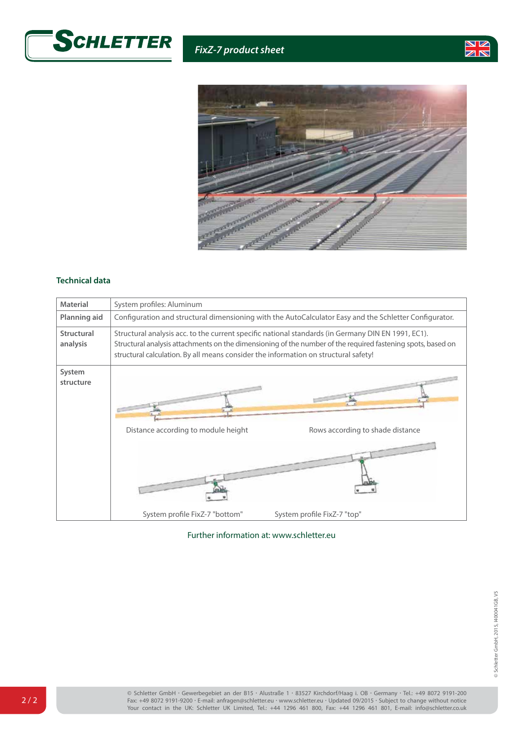## Technical data

| | |
|---|---|
| **Material** | System profiles: Aluminum |
| **Planning aid** | Configuration and structural dimensioning with the AutoCalculator Easy and the Schletter Configurator. |
| **Structural analysis** | Structural analysis acc. to the current specific national standards (in Germany DIN EN 1991, EC1). Structural analysis attachments on the dimensioning of the number of the required fastening spots, based on structural calculation. By all means consider the information on structural safety! |
| **System structure** | Distance according to module height<br>Rows according to shade distance<br>System profile FixZ-7 "bottom"<br>System profile FixZ-7 "top" |

Further information at: www.schletter.eu

© Schletter GmbH · Gewerbegebiet an der B15 · Alustraße 1 · 83527 Kirchdorf/Haag i. OB · Germany · Tel.: +49 8072 9191-200
Fax: +49 8072 9191-9200 · E-mail: anfragen@schletter.eu · www.schletter.eu · Updated 09/2015 · Subject to change without notice
Your contact in the UK: Schletter UK Limited, Tel.: +44 1296 461 800, Fax: +44 1296 461 801, E-mail: info@schletter.co.uk

© Schletter GmbH, 2015, I40041GB, V5